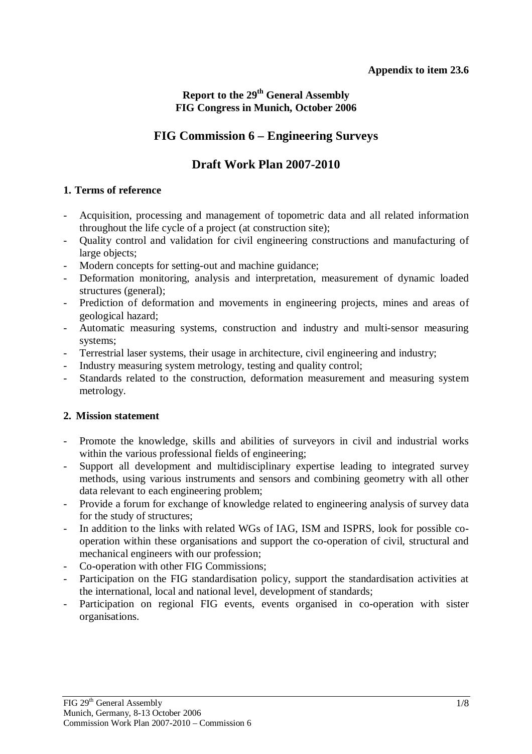**Appendix to item 23.6**

**Report to the 29th General Assembly**
**FIG Congress in Munich, October 2006**

# FIG Commission 6 – Engineering Surveys

# Draft Work Plan 2007-2010

## 1. Terms of reference

- Acquisition, processing and management of topometric data and all related information throughout the life cycle of a project (at construction site);
- Quality control and validation for civil engineering constructions and manufacturing of large objects;
- Modern concepts for setting-out and machine guidance;
- Deformation monitoring, analysis and interpretation, measurement of dynamic loaded structures (general);
- Prediction of deformation and movements in engineering projects, mines and areas of geological hazard;
- Automatic measuring systems, construction and industry and multi-sensor measuring systems;
- Terrestrial laser systems, their usage in architecture, civil engineering and industry;
- Industry measuring system metrology, testing and quality control;
- Standards related to the construction, deformation measurement and measuring system metrology.

## 2. Mission statement

- Promote the knowledge, skills and abilities of surveyors in civil and industrial works within the various professional fields of engineering;
- Support all development and multidisciplinary expertise leading to integrated survey methods, using various instruments and sensors and combining geometry with all other data relevant to each engineering problem;
- Provide a forum for exchange of knowledge related to engineering analysis of survey data for the study of structures;
- In addition to the links with related WGs of IAG, ISM and ISPRS, look for possible co-operation within these organisations and support the co-operation of civil, structural and mechanical engineers with our profession;
- Co-operation with other FIG Commissions;
- Participation on the FIG standardisation policy, support the standardisation activities at the international, local and national level, development of standards;
- Participation on regional FIG events, events organised in co-operation with sister organisations.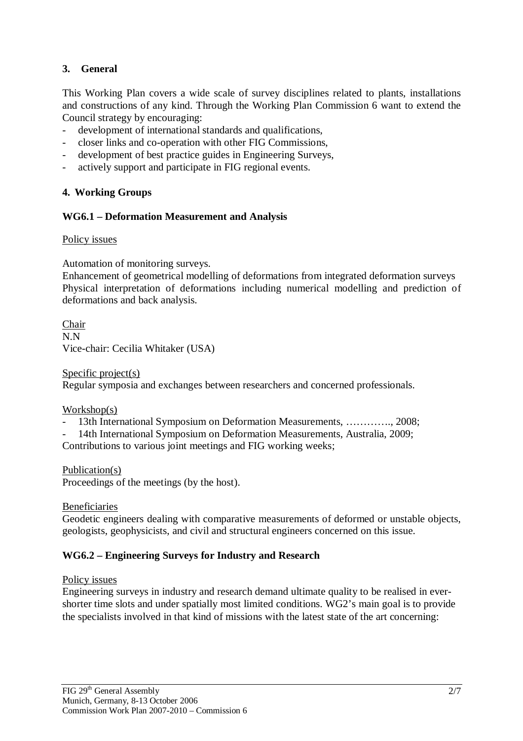## 3. General

This Working Plan covers a wide scale of survey disciplines related to plants, installations and constructions of any kind. Through the Working Plan Commission 6 want to extend the Council strategy by encouraging:

- development of international standards and qualifications,
- closer links and co-operation with other FIG Commissions,
- development of best practice guides in Engineering Surveys,
- actively support and participate in FIG regional events.

## 4. Working Groups

### WG6.1 – Deformation Measurement and Analysis

Policy issues

Automation of monitoring surveys.
Enhancement of geometrical modelling of deformations from integrated deformation surveys
Physical interpretation of deformations including numerical modelling and prediction of deformations and back analysis.

Chair
N.N
Vice-chair: Cecilia Whitaker (USA)

Specific project(s)
Regular symposia and exchanges between researchers and concerned professionals.

Workshop(s)

- 13th International Symposium on Deformation Measurements, …………., 2008;
- 14th International Symposium on Deformation Measurements, Australia, 2009;

Contributions to various joint meetings and FIG working weeks;

Publication(s)
Proceedings of the meetings (by the host).

Beneficiaries
Geodetic engineers dealing with comparative measurements of deformed or unstable objects, geologists, geophysicists, and civil and structural engineers concerned on this issue.

### WG6.2 – Engineering Surveys for Industry and Research

Policy issues
Engineering surveys in industry and research demand ultimate quality to be realised in ever-shorter time slots and under spatially most limited conditions. WG2's main goal is to provide the specialists involved in that kind of missions with the latest state of the art concerning: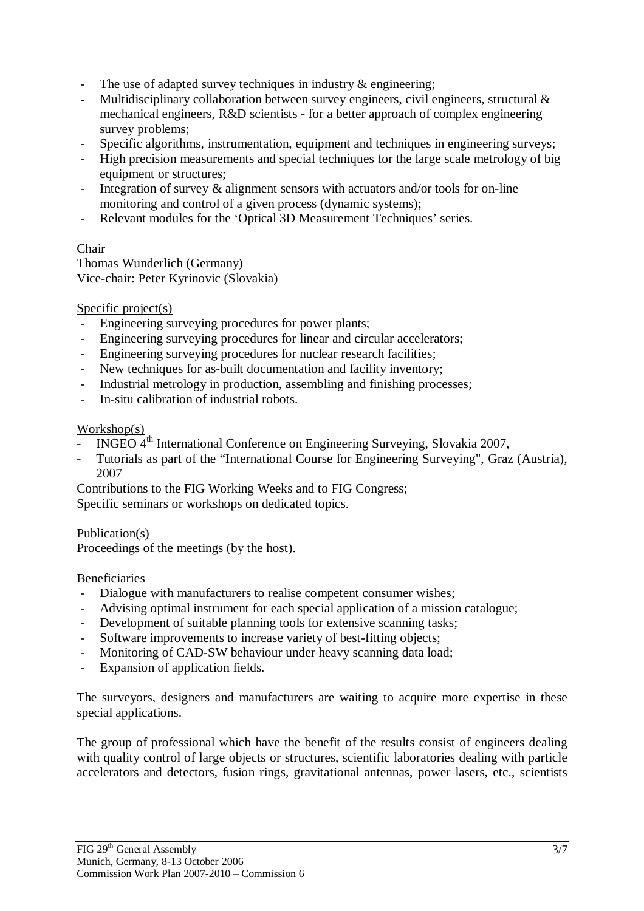- The use of adapted survey techniques in industry & engineering;
- Multidisciplinary collaboration between survey engineers, civil engineers, structural & mechanical engineers, R&D scientists - for a better approach of complex engineering survey problems;
- Specific algorithms, instrumentation, equipment and techniques in engineering surveys;
- High precision measurements and special techniques for the large scale metrology of big equipment or structures;
- Integration of survey & alignment sensors with actuators and/or tools for on-line monitoring and control of a given process (dynamic systems);
- Relevant modules for the 'Optical 3D Measurement Techniques' series.

Chair

Thomas Wunderlich (Germany)
Vice-chair: Peter Kyrinovic (Slovakia)

Specific project(s)

- Engineering surveying procedures for power plants;
- Engineering surveying procedures for linear and circular accelerators;
- Engineering surveying procedures for nuclear research facilities;
- New techniques for as-built documentation and facility inventory;
- Industrial metrology in production, assembling and finishing processes;
- In-situ calibration of industrial robots.

Workshop(s)

- INGEO 4th International Conference on Engineering Surveying, Slovakia 2007,
- Tutorials as part of the "International Course for Engineering Surveying", Graz (Austria), 2007

Contributions to the FIG Working Weeks and to FIG Congress;
Specific seminars or workshops on dedicated topics.

Publication(s)

Proceedings of the meetings (by the host).

Beneficiaries

- Dialogue with manufacturers to realise competent consumer wishes;
- Advising optimal instrument for each special application of a mission catalogue;
- Development of suitable planning tools for extensive scanning tasks;
- Software improvements to increase variety of best-fitting objects;
- Monitoring of CAD-SW behaviour under heavy scanning data load;
- Expansion of application fields.

The surveyors, designers and manufacturers are waiting to acquire more expertise in these special applications.

The group of professional which have the benefit of the results consist of engineers dealing with quality control of large objects or structures, scientific laboratories dealing with particle accelerators and detectors, fusion rings, gravitational antennas, power lasers, etc., scientists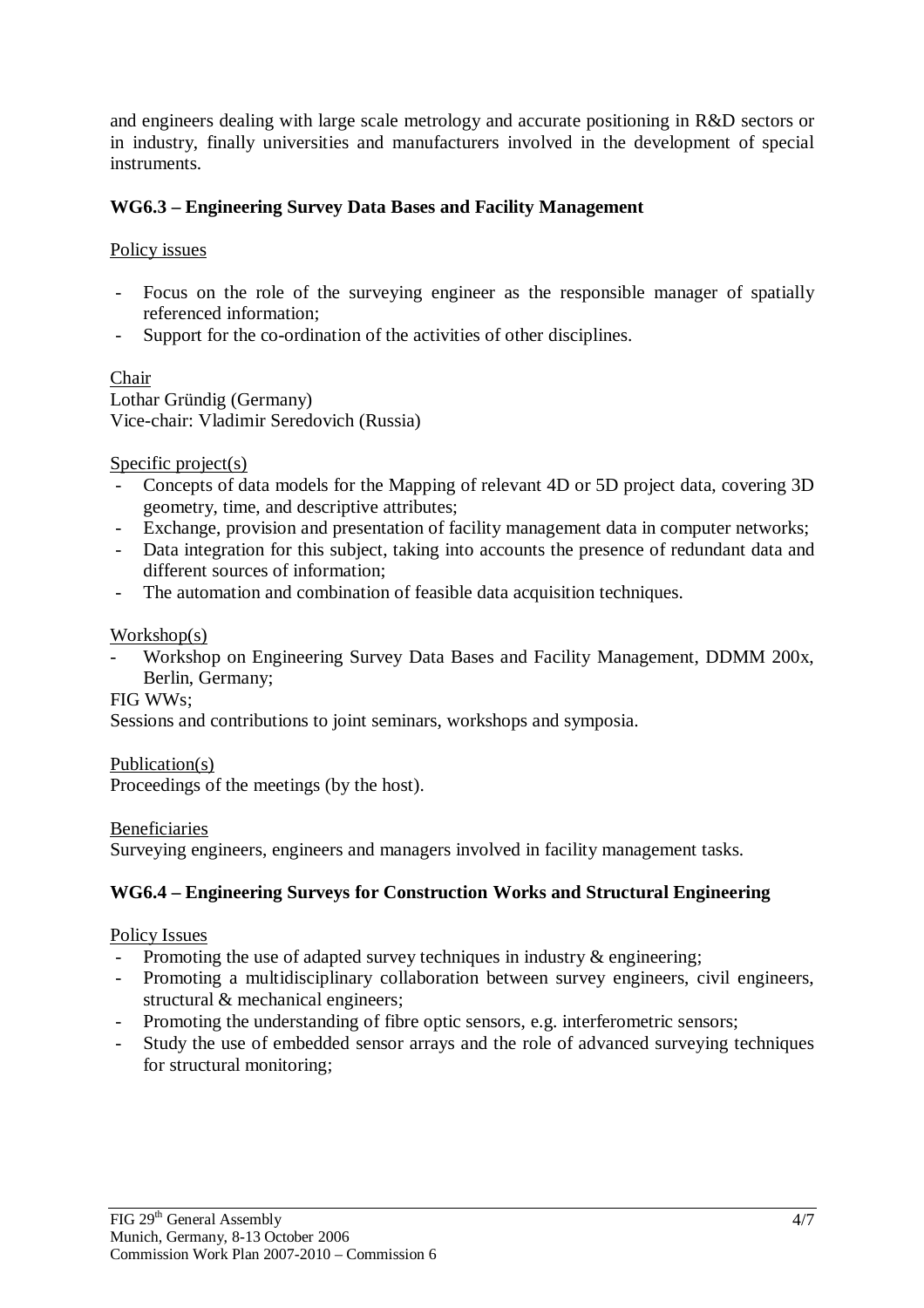and engineers dealing with large scale metrology and accurate positioning in R&D sectors or in industry, finally universities and manufacturers involved in the development of special instruments.

### WG6.3 – Engineering Survey Data Bases and Facility Management

Policy issues

- Focus on the role of the surveying engineer as the responsible manager of spatially referenced information;
- Support for the co-ordination of the activities of other disciplines.

Chair

Lothar Gründig (Germany)
Vice-chair: Vladimir Seredovich (Russia)

Specific project(s)

- Concepts of data models for the Mapping of relevant 4D or 5D project data, covering 3D geometry, time, and descriptive attributes;
- Exchange, provision and presentation of facility management data in computer networks;
- Data integration for this subject, taking into accounts the presence of redundant data and different sources of information;
- The automation and combination of feasible data acquisition techniques.

Workshop(s)

- Workshop on Engineering Survey Data Bases and Facility Management, DDMM 200x, Berlin, Germany;

FIG WWs;
Sessions and contributions to joint seminars, workshops and symposia.

Publication(s)

Proceedings of the meetings (by the host).

Beneficiaries

Surveying engineers, engineers and managers involved in facility management tasks.

### WG6.4 – Engineering Surveys for Construction Works and Structural Engineering

Policy Issues

- Promoting the use of adapted survey techniques in industry & engineering;
- Promoting a multidisciplinary collaboration between survey engineers, civil engineers, structural & mechanical engineers;
- Promoting the understanding of fibre optic sensors, e.g. interferometric sensors;
- Study the use of embedded sensor arrays and the role of advanced surveying techniques for structural monitoring;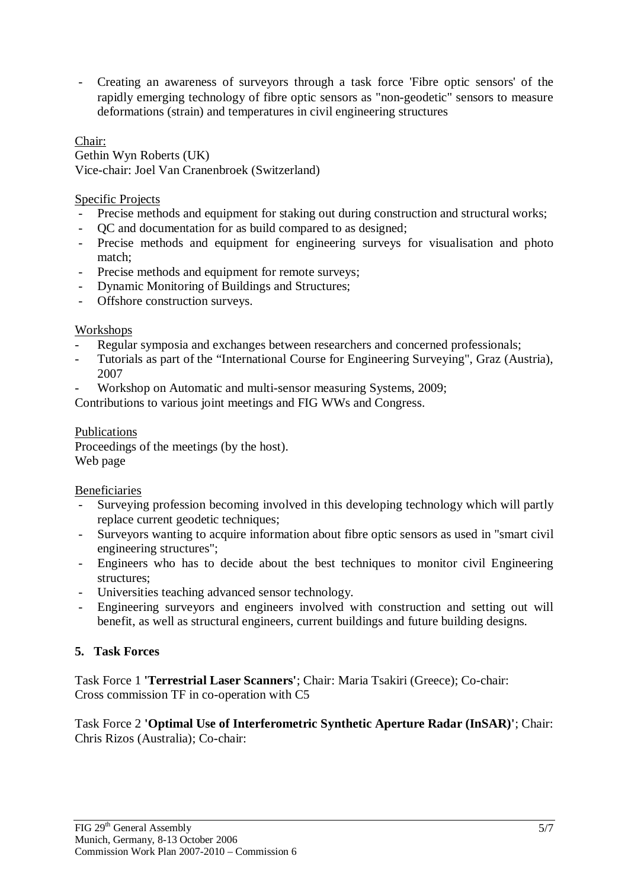- Creating an awareness of surveyors through a task force 'Fibre optic sensors' of the rapidly emerging technology of fibre optic sensors as "non-geodetic" sensors to measure deformations (strain) and temperatures in civil engineering structures

Chair:
Gethin Wyn Roberts (UK)
Vice-chair: Joel Van Cranenbroek (Switzerland)

Specific Projects
- Precise methods and equipment for staking out during construction and structural works;
- QC and documentation for as build compared to as designed;
- Precise methods and equipment for engineering surveys for visualisation and photo match;
- Precise methods and equipment for remote surveys;
- Dynamic Monitoring of Buildings and Structures;
- Offshore construction surveys.

Workshops
- Regular symposia and exchanges between researchers and concerned professionals;
- Tutorials as part of the “International Course for Engineering Surveying", Graz (Austria), 2007
- Workshop on Automatic and multi-sensor measuring Systems, 2009;

Contributions to various joint meetings and FIG WWs and Congress.

Publications
Proceedings of the meetings (by the host).
Web page

Beneficiaries
- Surveying profession becoming involved in this developing technology which will partly replace current geodetic techniques;
- Surveyors wanting to acquire information about fibre optic sensors as used in "smart civil engineering structures";
- Engineers who has to decide about the best techniques to monitor civil Engineering structures;
- Universities teaching advanced sensor technology.
- Engineering surveyors and engineers involved with construction and setting out will benefit, as well as structural engineers, current buildings and future building designs.

## 5. Task Forces

Task Force 1 **'Terrestrial Laser Scanners'**; Chair: Maria Tsakiri (Greece); Co-chair: Cross commission TF in co-operation with C5

Task Force 2 **'Optimal Use of Interferometric Synthetic Aperture Radar (InSAR)'**; Chair: Chris Rizos (Australia); Co-chair: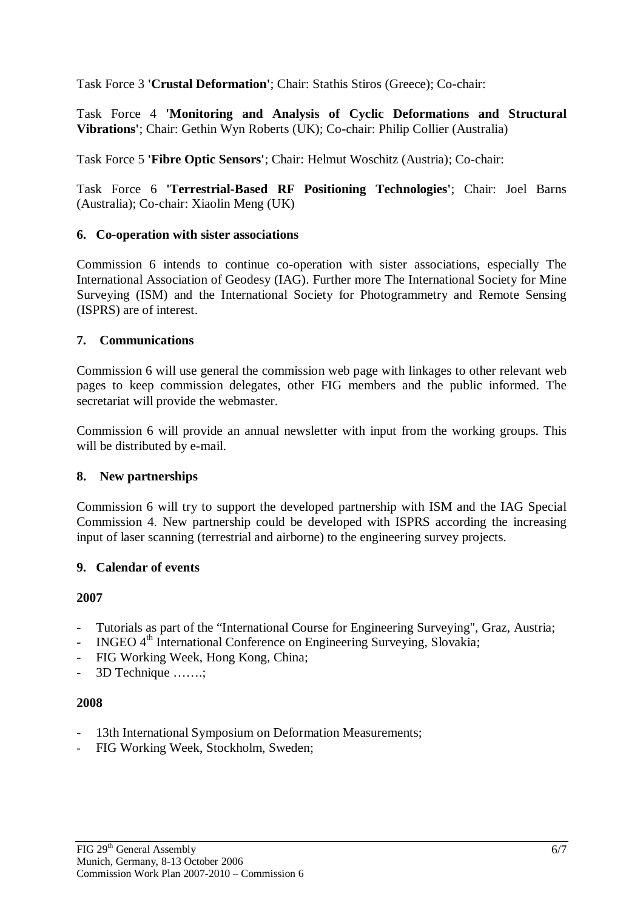Task Force 3 **'Crustal Deformation'**; Chair: Stathis Stiros (Greece); Co-chair:

Task Force 4 **'Monitoring and Analysis of Cyclic Deformations and Structural Vibrations'**; Chair: Gethin Wyn Roberts (UK); Co-chair: Philip Collier (Australia)

Task Force 5 **'Fibre Optic Sensors'**; Chair: Helmut Woschitz (Austria); Co-chair:

Task Force 6 **'Terrestrial-Based RF Positioning Technologies'**; Chair: Joel Barns (Australia); Co-chair: Xiaolin Meng (UK)

## 6. Co-operation with sister associations

Commission 6 intends to continue co-operation with sister associations, especially The International Association of Geodesy (IAG). Further more The International Society for Mine Surveying (ISM) and the International Society for Photogrammetry and Remote Sensing (ISPRS) are of interest.

## 7. Communications

Commission 6 will use general the commission web page with linkages to other relevant web pages to keep commission delegates, other FIG members and the public informed. The secretariat will provide the webmaster.

Commission 6 will provide an annual newsletter with input from the working groups. This will be distributed by e-mail.

## 8. New partnerships

Commission 6 will try to support the developed partnership with ISM and the IAG Special Commission 4. New partnership could be developed with ISPRS according the increasing input of laser scanning (terrestrial and airborne) to the engineering survey projects.

## 9. Calendar of events

**2007**

- Tutorials as part of the "International Course for Engineering Surveying", Graz, Austria;
- INGEO 4th International Conference on Engineering Surveying, Slovakia;
- FIG Working Week, Hong Kong, China;
- 3D Technique …….;

**2008**

- 13th International Symposium on Deformation Measurements;
- FIG Working Week, Stockholm, Sweden;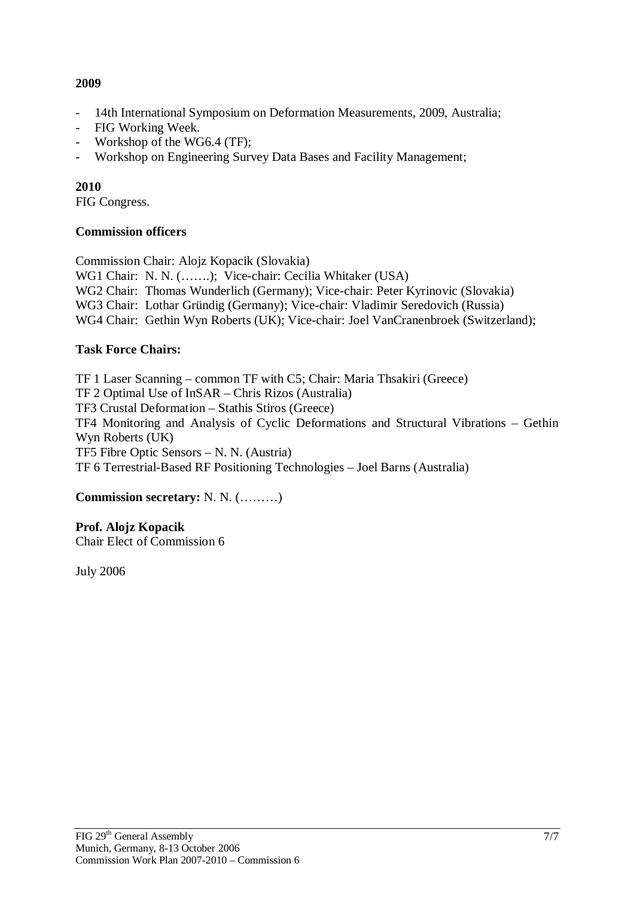**2009**

- 14th International Symposium on Deformation Measurements, 2009, Australia;
- FIG Working Week.
- Workshop of the WG6.4 (TF);
- Workshop on Engineering Survey Data Bases and Facility Management;

**2010**

FIG Congress.

**Commission officers**

Commission Chair: Alojz Kopacik (Slovakia)
WG1 Chair: N. N. (…….); Vice-chair: Cecilia Whitaker (USA)
WG2 Chair: Thomas Wunderlich (Germany); Vice-chair: Peter Kyrinovic (Slovakia)
WG3 Chair: Lothar Gründig (Germany); Vice-chair: Vladimir Seredovich (Russia)
WG4 Chair: Gethin Wyn Roberts (UK); Vice-chair: Joel VanCranenbroek (Switzerland);

**Task Force Chairs:**

TF 1 Laser Scanning – common TF with C5; Chair: Maria Thsakiri (Greece)
TF 2 Optimal Use of InSAR – Chris Rizos (Australia)
TF3 Crustal Deformation – Stathis Stiros (Greece)
TF4 Monitoring and Analysis of Cyclic Deformations and Structural Vibrations – Gethin Wyn Roberts (UK)
TF5 Fibre Optic Sensors – N. N. (Austria)
TF 6 Terrestrial-Based RF Positioning Technologies – Joel Barns (Australia)

**Commission secretary:** N. N. (………)

**Prof. Alojz Kopacik**
Chair Elect of Commission 6

July 2006